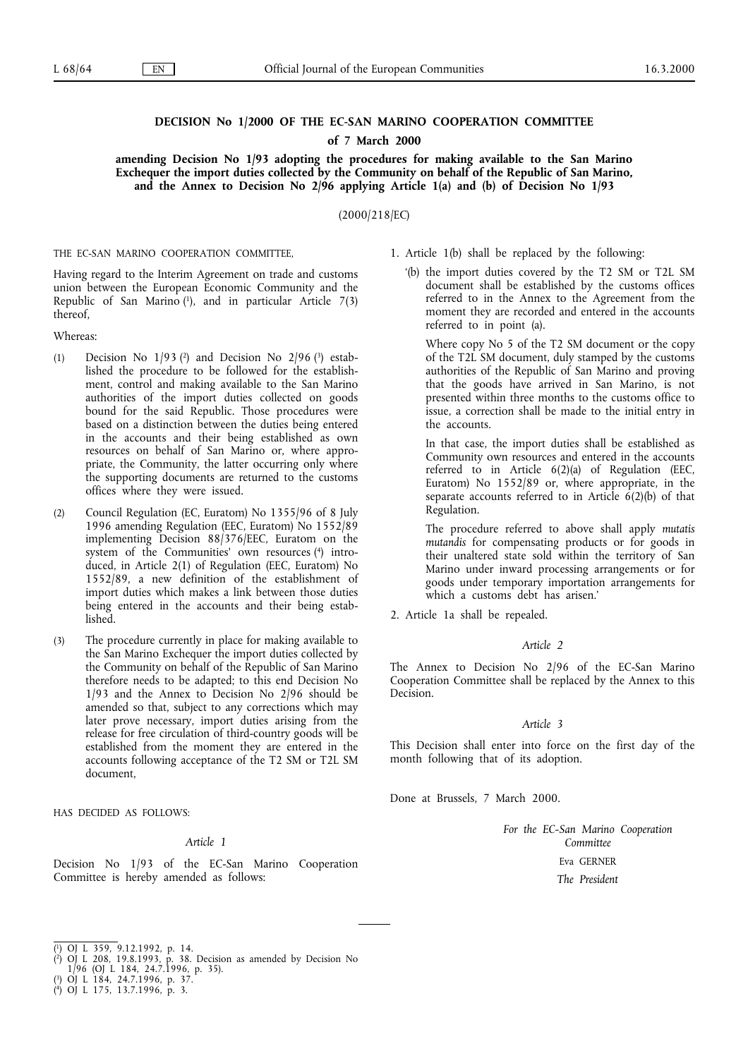# DECISION No 1/2000 OF THE EC-SAN MARINO COOPERATION COMMITTEE

## of 7 March 2000

## amending Decision No 1/93 adopting the procedures for making available to the San Marino Exchequer the import duties collected by the Community on behalf of the Republic of San Marino, and the Annex to Decision No 2/96 applying Article 1(a) and (b) of Decision No 1/93

(2000/218/EC)

THE EC-SAN MARINO COOPERATION COMMITTEE,

Having regard to the Interim Agreement on trade and customs union between the European Economic Community and the Republic of San Marino [1], and in particular Article 7(3) thereof,

Whereas:

(1) Decision No 1/93 [2] and Decision No 2/96 [3] established the procedure to be followed for the establishment, control and making available to the San Marino authorities of the import duties collected on goods bound for the said Republic. Those procedures were based on a distinction between the duties being entered in the accounts and their being established as own resources on behalf of San Marino or, where appropriate, the Community, the latter occurring only where the supporting documents are returned to the customs offices where they were issued.

(2) Council Regulation (EC, Euratom) No 1355/96 of 8 July 1996 amending Regulation (EEC, Euratom) No 1552/89 implementing Decision 88/376/EEC, Euratom on the system of the Communities' own resources [4] introduced, in Article 2(1) of Regulation (EEC, Euratom) No 1552/89, a new definition of the establishment of import duties which makes a link between those duties being entered in the accounts and their being established.

(3) The procedure currently in place for making available to the San Marino Exchequer the import duties collected by the Community on behalf of the Republic of San Marino therefore needs to be adapted; to this end Decision No 1/93 and the Annex to Decision No 2/96 should be amended so that, subject to any corrections which may later prove necessary, import duties arising from the release for free circulation of third-country goods will be established from the moment they are entered in the accounts following acceptance of the T2 SM or T2L SM document,

HAS DECIDED AS FOLLOWS:

*Article 1*

Decision No 1/93 of the EC-San Marino Cooperation Committee is hereby amended as follows:

1. Article 1(b) shall be replaced by the following:

   '(b) the import duties covered by the T2 SM or T2L SM document shall be established by the customs offices referred to in the Annex to the Agreement from the moment they are recorded and entered in the accounts referred to in point (a).

   Where copy No 5 of the T2 SM document or the copy of the T2L SM document, duly stamped by the customs authorities of the Republic of San Marino and proving that the goods have arrived in San Marino, is not presented within three months to the customs office to issue, a correction shall be made to the initial entry in the accounts.

   In that case, the import duties shall be established as Community own resources and entered in the accounts referred to in Article 6(2)(a) of Regulation (EEC, Euratom) No 1552/89 or, where appropriate, in the separate accounts referred to in Article 6(2)(b) of that Regulation.

   The procedure referred to above shall apply *mutatis mutandis* for compensating products or for goods in their unaltered state sold within the territory of San Marino under inward processing arrangements or for goods under temporary importation arrangements for which a customs debt has arisen.'

2. Article 1a shall be repealed.

*Article 2*

The Annex to Decision No 2/96 of the EC-San Marino Cooperation Committee shall be replaced by the Annex to this Decision.

*Article 3*

This Decision shall enter into force on the first day of the month following that of its adoption.

Done at Brussels, 7 March 2000.

*For the EC-San Marino Cooperation Committee*

Eva GERNER

*The President*

---

[1] OJ L 359, 9.12.1992, p. 14.

[2] OJ L 208, 19.8.1993, p. 38. Decision as amended by Decision No 1/96 (OJ L 184, 24.7.1996, p. 35).

[3] OJ L 184, 24.7.1996, p. 37.

[4] OJ L 175, 13.7.1996, p. 3.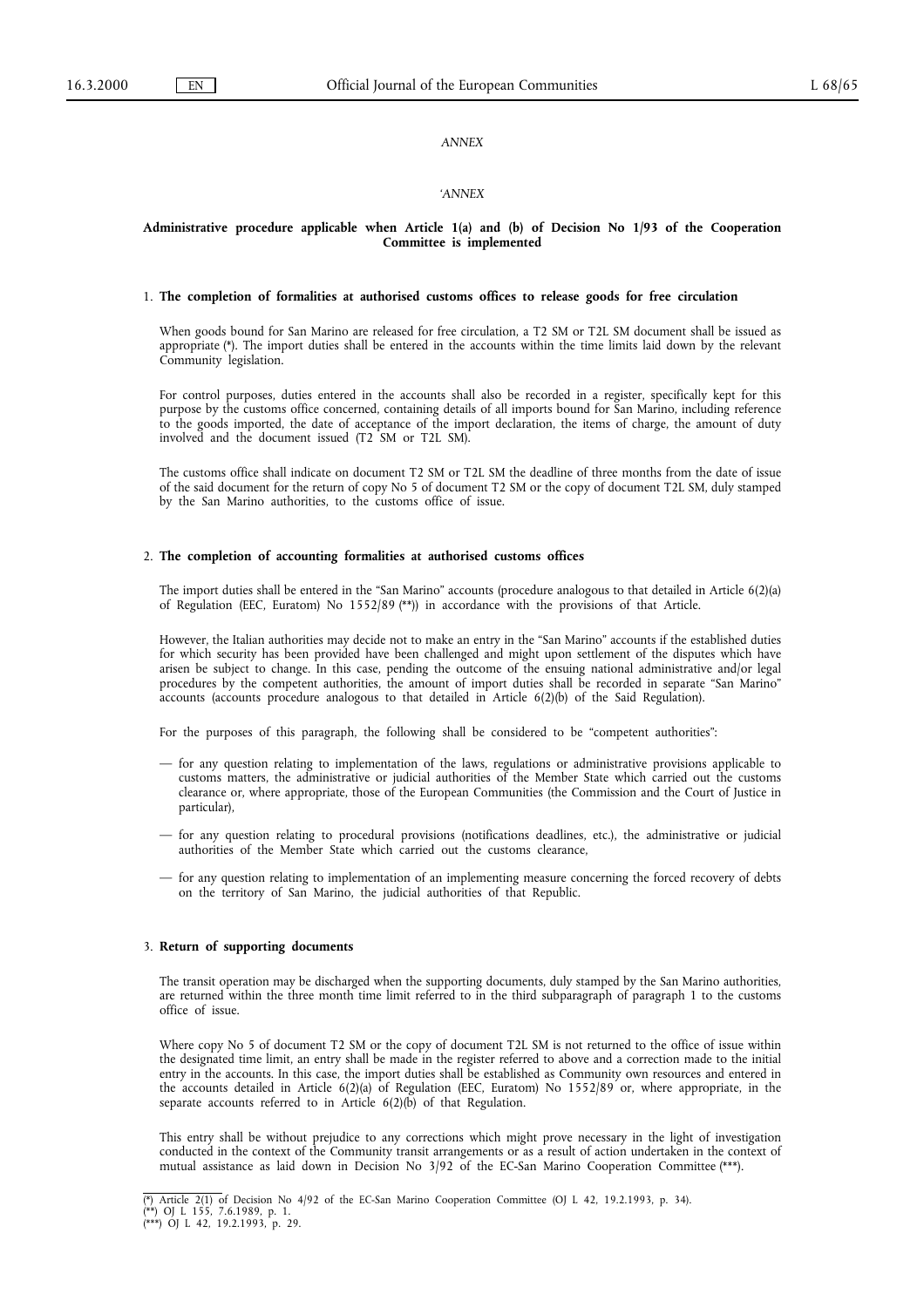*ANNEX*

*'ANNEX*

**Administrative procedure applicable when Article 1(a) and (b) of Decision No 1/93 of the Cooperation Committee is implemented**

1. **The completion of formalities at authorised customs offices to release goods for free circulation**

When goods bound for San Marino are released for free circulation, a T2 SM or T2L SM document shall be issued as appropriate (*). The import duties shall be entered in the accounts within the time limits laid down by the relevant Community legislation.

For control purposes, duties entered in the accounts shall also be recorded in a register, specifically kept for this purpose by the customs office concerned, containing details of all imports bound for San Marino, including reference to the goods imported, the date of acceptance of the import declaration, the items of charge, the amount of duty involved and the document issued (T2 SM or T2L SM).

The customs office shall indicate on document T2 SM or T2L SM the deadline of three months from the date of issue of the said document for the return of copy No 5 of document T2 SM or the copy of document T2L SM, duly stamped by the San Marino authorities, to the customs office of issue.

2. **The completion of accounting formalities at authorised customs offices**

The import duties shall be entered in the "San Marino" accounts (procedure analogous to that detailed in Article 6(2)(a) of Regulation (EEC, Euratom) No 1552/89 (**)) in accordance with the provisions of that Article.

However, the Italian authorities may decide not to make an entry in the "San Marino" accounts if the established duties for which security has been provided have been challenged and might upon settlement of the disputes which have arisen be subject to change. In this case, pending the outcome of the ensuing national administrative and/or legal procedures by the competent authorities, the amount of import duties shall be recorded in separate "San Marino" accounts (accounts procedure analogous to that detailed in Article 6(2)(b) of the Said Regulation).

For the purposes of this paragraph, the following shall be considered to be "competent authorities":

— for any question relating to implementation of the laws, regulations or administrative provisions applicable to customs matters, the administrative or judicial authorities of the Member State which carried out the customs clearance or, where appropriate, those of the European Communities (the Commission and the Court of Justice in particular),

— for any question relating to procedural provisions (notifications deadlines, etc.), the administrative or judicial authorities of the Member State which carried out the customs clearance,

— for any question relating to implementation of an implementing measure concerning the forced recovery of debts on the territory of San Marino, the judicial authorities of that Republic.

3. **Return of supporting documents**

The transit operation may be discharged when the supporting documents, duly stamped by the San Marino authorities, are returned within the three month time limit referred to in the third subparagraph of paragraph 1 to the customs office of issue.

Where copy No 5 of document T2 SM or the copy of document T2L SM is not returned to the office of issue within the designated time limit, an entry shall be made in the register referred to above and a correction made to the initial entry in the accounts. In this case, the import duties shall be established as Community own resources and entered in the accounts detailed in Article 6(2)(a) of Regulation (EEC, Euratom) No 1552/89 or, where appropriate, in the separate accounts referred to in Article 6(2)(b) of that Regulation.

This entry shall be without prejudice to any corrections which might prove necessary in the light of investigation conducted in the context of the Community transit arrangements or as a result of action undertaken in the context of mutual assistance as laid down in Decision No 3/92 of the EC-San Marino Cooperation Committee (***).

(*) Article 2(1) of Decision No 4/92 of the EC-San Marino Cooperation Committee (OJ L 42, 19.2.1993, p. 34).
(**) OJ L 155, 7.6.1989, p. 1.
(***) OJ L 42, 19.2.1993, p. 29.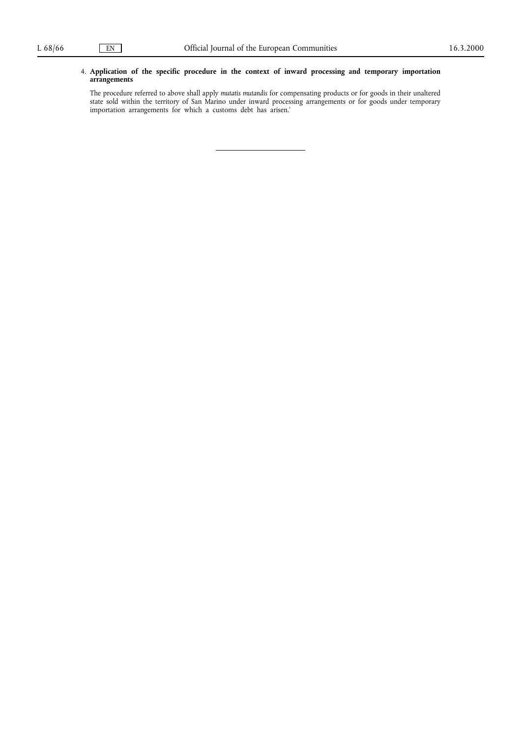4. **Application of the specific procedure in the context of inward processing and temporary importation arrangements**

The procedure referred to above shall apply *mutatis mutandis* for compensating products or for goods in their unaltered state sold within the territory of San Marino under inward processing arrangements or for goods under temporary importation arrangements for which a customs debt has arisen.'